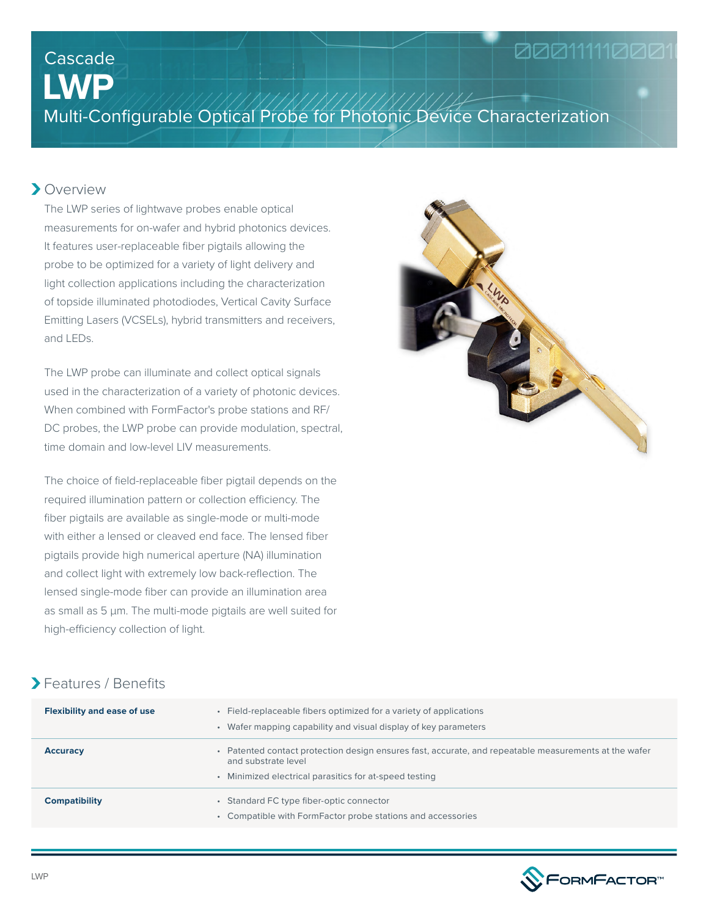# Cascade LWP

## Multi-Configurable Optical Probe for Photonic Device Characterization

## Overview

The LWP series of lightwave probes enable optical measurements for on-wafer and hybrid photonics devices. It features user-replaceable fiber pigtails allowing the probe to be optimized for a variety of light delivery and light collection applications including the characterization of topside illuminated photodiodes, Vertical Cavity Surface Emitting Lasers (VCSELs), hybrid transmitters and receivers, and LEDs.

The LWP probe can illuminate and collect optical signals used in the characterization of a variety of photonic devices. When combined with FormFactor's probe stations and RF/DC probes, the LWP probe can provide modulation, spectral, time domain and low-level LIV measurements.

The choice of field-replaceable fiber pigtail depends on the required illumination pattern or collection efficiency. The fiber pigtails are available as single-mode or multi-mode with either a lensed or cleaved end face. The lensed fiber pigtails provide high numerical aperture (NA) illumination and collect light with extremely low back-reflection. The lensed single-mode fiber can provide an illumination area as small as 5 µm. The multi-mode pigtails are well suited for high-efficiency collection of light.

## Features / Benefits

| | |
|---|---|
| **Flexibility and ease of use** | • Field-replaceable fibers optimized for a variety of applications<br>• Wafer mapping capability and visual display of key parameters |
| **Accuracy** | • Patented contact protection design ensures fast, accurate, and repeatable measurements at the wafer and substrate level<br>• Minimized electrical parasitics for at-speed testing |
| **Compatibility** | • Standard FC type fiber-optic connector<br>• Compatible with FormFactor probe stations and accessories |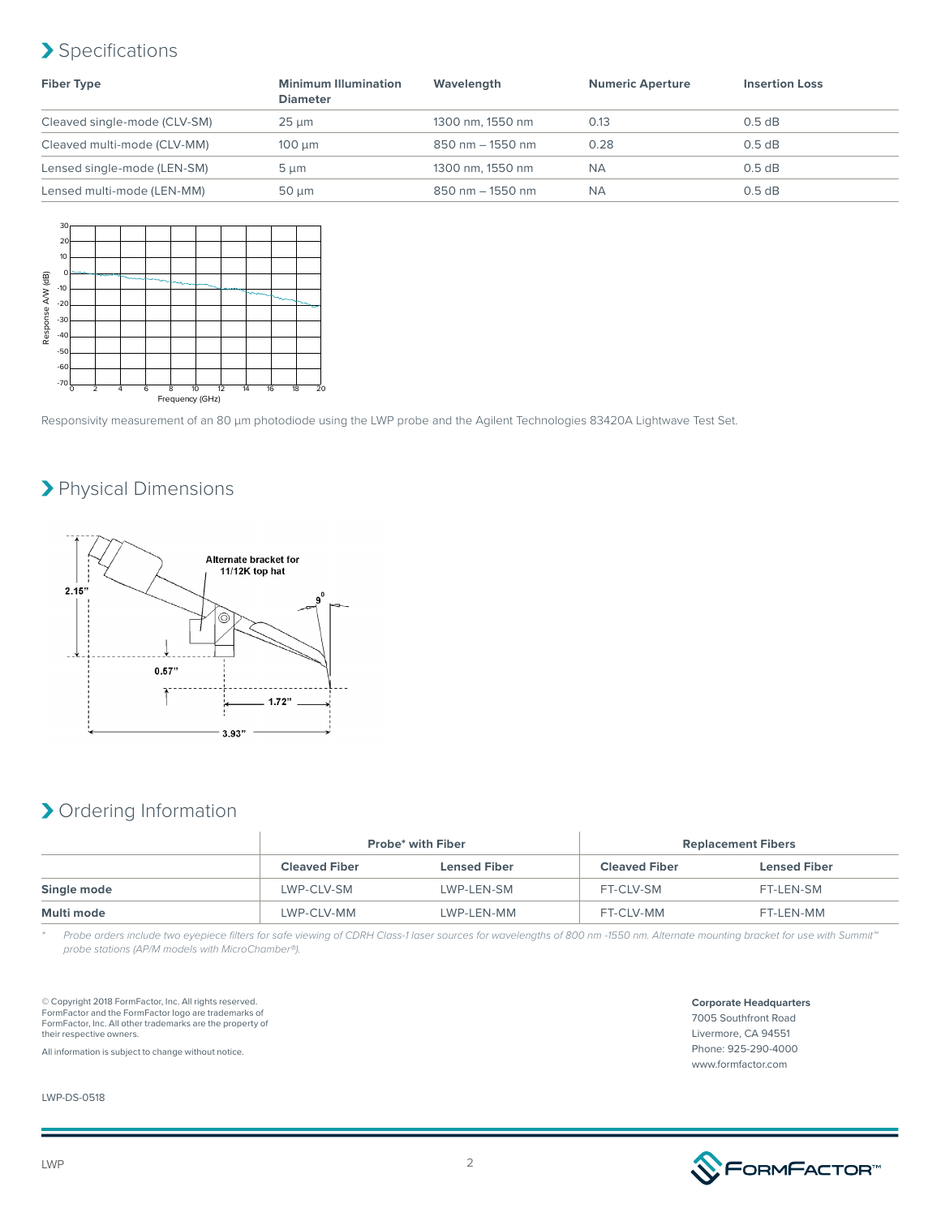## Specifications

| Fiber Type | Minimum Illumination Diameter | Wavelength | Numeric Aperture | Insertion Loss |
|---|---|---|---|---|
| Cleaved single-mode (CLV-SM) | 25 µm | 1300 nm, 1550 nm | 0.13 | 0.5 dB |
| Cleaved multi-mode (CLV-MM) | 100 µm | 850 nm – 1550 nm | 0.28 | 0.5 dB |
| Lensed single-mode (LEN-SM) | 5 µm | 1300 nm, 1550 nm | NA | 0.5 dB |
| Lensed multi-mode (LEN-MM) | 50 µm | 850 nm – 1550 nm | NA | 0.5 dB |

Response A/W (dB)

30
20
10
0
-10
-20
-30
-40
-50
-60
-70

0 2 4 6 8 10 12 14 16 18 20

Frequency (GHz)

Responsivity measurement of an 80 µm photodiode using the LWP probe and the Agilent Technologies 83420A Lightwave Test Set.

## Physical Dimensions

Alternate bracket for 11/12K top hat

2.15"

9°

0.57"

1.72"

3.93"

## Ordering Information

| | Probe* with Fiber | | Replacement Fibers | |
|---|---|---|---|---|
| | **Cleaved Fiber** | **Lensed Fiber** | **Cleaved Fiber** | **Lensed Fiber** |
| **Single mode** | LWP-CLV-SM | LWP-LEN-SM | FT-CLV-SM | FT-LEN-SM |
| **Multi mode** | LWP-CLV-MM | LWP-LEN-MM | FT-CLV-MM | FT-LEN-MM |

\* *Probe orders include two eyepiece filters for safe viewing of CDRH Class-1 laser sources for wavelengths of 800 nm -1550 nm. Alternate mounting bracket for use with Summit™ probe stations (AP/M models with MicroChamber®).*

© Copyright 2018 FormFactor, Inc. All rights reserved. FormFactor and the FormFactor logo are trademarks of FormFactor, Inc. All other trademarks are the property of their respective owners.

All information is subject to change without notice.

**Corporate Headquarters**
7005 Southfront Road
Livermore, CA 94551
Phone: 925-290-4000
www.formfactor.com

LWP-DS-0518